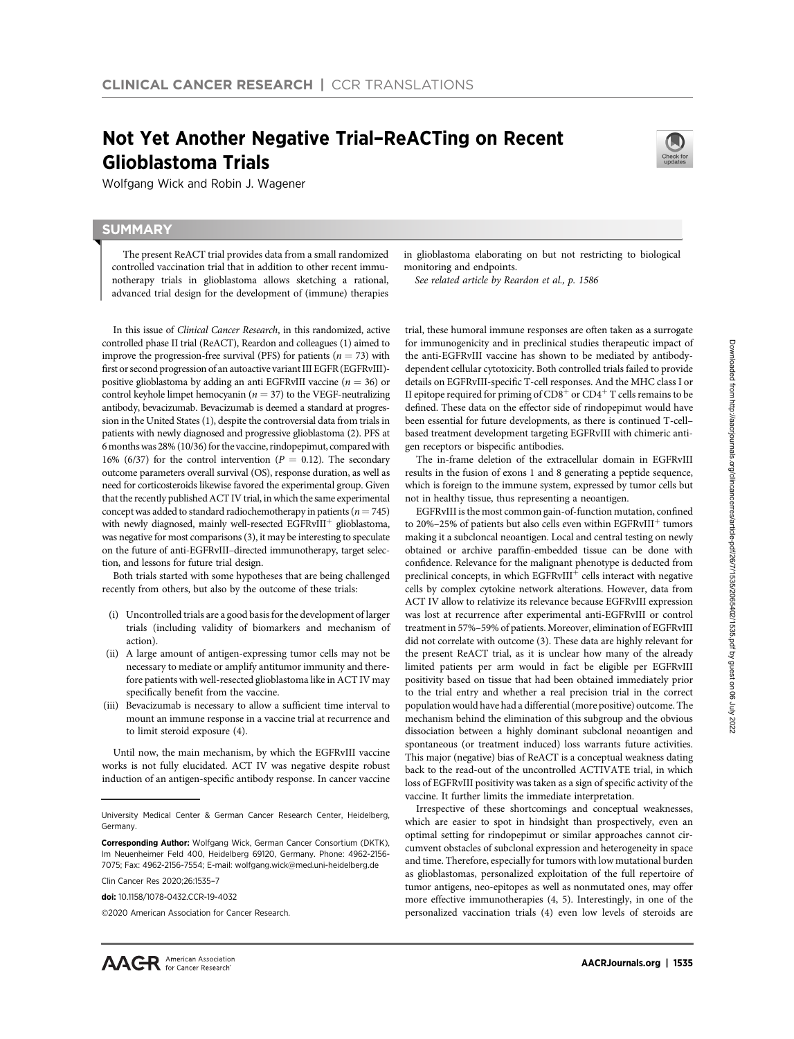# Not Yet Another Negative Trial–ReACTing on Recent Glioblastoma Trials

Wolfgang Wick and Robin J. Wagener

## SUMMARY

The present ReACT trial provides data from a small randomized controlled vaccination trial that in addition to other recent immunotherapy trials in glioblastoma allows sketching a rational, advanced trial design for the development of (immune) therapies in glioblastoma elaborating on but not restricting to biological monitoring and endpoints.

*See related article by Reardon et al., p. 1586*

In this issue of *Clinical Cancer Research*, in this randomized, active controlled phase II trial (ReACT), Reardon and colleagues (1) aimed to improve the progression-free survival (PFS) for patients ($n = 73$) with first or second progression of an autoactive variant III EGFR (EGFRvIII)-positive glioblastoma by adding an anti EGFRvIII vaccine ($n = 36$) or control keyhole limpet hemocyanin ($n = 37$) to the VEGF-neutralizing antibody, bevacizumab. Bevacizumab is deemed a standard at progression in the United States (1), despite the controversial data from trials in patients with newly diagnosed and progressive glioblastoma (2). PFS at 6 months was 28% (10/36) for the vaccine, rindopepimut, compared with 16% (6/37) for the control intervention ($P = 0.12$). The secondary outcome parameters overall survival (OS), response duration, as well as need for corticosteroids likewise favored the experimental group. Given that the recently published ACT IV trial, in which the same experimental concept was added to standard radiochemotherapy in patients ($n = 745$) with newly diagnosed, mainly well-resected EGFRvIII$^{+}$ glioblastoma, was negative for most comparisons (3), it may be interesting to speculate on the future of anti-EGFRvIII–directed immunotherapy, target selection, and lessons for future trial design.

Both trials started with some hypotheses that are being challenged recently from others, but also by the outcome of these trials:

(i) Uncontrolled trials are a good basis for the development of larger trials (including validity of biomarkers and mechanism of action).
(ii) A large amount of antigen-expressing tumor cells may not be necessary to mediate or amplify antitumor immunity and therefore patients with well-resected glioblastoma like in ACT IV may specifically benefit from the vaccine.
(iii) Bevacizumab is necessary to allow a sufficient time interval to mount an immune response in a vaccine trial at recurrence and to limit steroid exposure (4).

Until now, the main mechanism, by which the EGFRvIII vaccine works is not fully elucidated. ACT IV was negative despite robust induction of an antigen-specific antibody response. In cancer vaccine trial, these humoral immune responses are often taken as a surrogate for immunogenicity and in preclinical studies therapeutic impact of the anti-EGFRvIII vaccine has shown to be mediated by antibody-dependent cellular cytotoxicity. Both controlled trials failed to provide details on EGFRvIII-specific T-cell responses. And the MHC class I or II epitope required for priming of CD8$^{+}$ or CD4$^{+}$ T cells remains to be defined. These data on the effector side of rindopepimut would have been essential for future developments, as there is continued T-cell–based treatment development targeting EGFRvIII with chimeric antigen receptors or bispecific antibodies.

The in-frame deletion of the extracellular domain in EGFRvIII results in the fusion of exons 1 and 8 generating a peptide sequence, which is foreign to the immune system, expressed by tumor cells but not in healthy tissue, thus representing a neoantigen.

EGFRvIII is the most common gain-of-function mutation, confined to 20%–25% of patients but also cells even within EGFRvIII$^{+}$ tumors making it a subcloncal neoantigen. Local and central testing on newly obtained or archive paraffin-embedded tissue can be done with confidence. Relevance for the malignant phenotype is deducted from preclinical concepts, in which EGFRvIII$^{+}$ cells interact with negative cells by complex cytokine network alterations. However, data from ACT IV allow to relativize its relevance because EGFRvIII expression was lost at recurrence after experimental anti-EGFRvIII or control treatment in 57%–59% of patients. Moreover, elimination of EGFRvIII did not correlate with outcome (3). These data are highly relevant for the present ReACT trial, as it is unclear how many of the already limited patients per arm would in fact be eligible per EGFRvIII positivity based on tissue that had been obtained immediately prior to the trial entry and whether a real precision trial in the correct population would have had a differential (more positive) outcome. The mechanism behind the elimination of this subgroup and the obvious dissociation between a highly dominant subclonal neoantigen and spontaneous (or treatment induced) loss warrants future activities. This major (negative) bias of ReACT is a conceptual weakness dating back to the read-out of the uncontrolled ACTIVATE trial, in which loss of EGFRvIII positivity was taken as a sign of specific activity of the vaccine. It further limits the immediate interpretation.

Irrespective of these shortcomings and conceptual weaknesses, which are easier to spot in hindsight than prospectively, even an optimal setting for rindopepimut or similar approaches cannot circumvent obstacles of subclonal expression and heterogeneity in space and time. Therefore, especially for tumors with low mutational burden as glioblastomas, personalized exploitation of the full repertoire of tumor antigens, neo-epitopes as well as nonmutated ones, may offer more effective immunotherapies (4, 5). Interestingly, in one of the personalized vaccination trials (4) even low levels of steroids are

---

University Medical Center & German Cancer Research Center, Heidelberg, Germany.

**Corresponding Author:** Wolfgang Wick, German Cancer Consortium (DKTK), Im Neuenheimer Feld 400, Heidelberg 69120, Germany. Phone: 4962-2156-7075; Fax: 4962-2156-7554; E-mail: wolfgang.wick@med.uni-heidelberg.de

Clin Cancer Res 2020;26:1535–7

**doi:** 10.1158/1078-0432.CCR-19-4032

©2020 American Association for Cancer Research.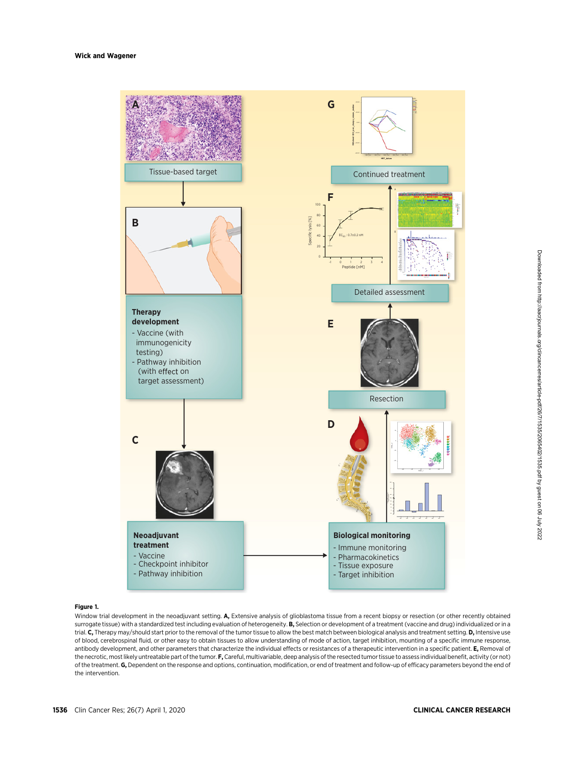**Figure 1.**

Window trial development in the neoadjuvant setting. **A,** Extensive analysis of glioblastoma tissue from a recent biopsy or resection (or other recently obtained surrogate tissue) with a standardized test including evaluation of heterogeneity. **B,** Selection or development of a treatment (vaccine and drug) individualized or in a trial. **C,** Therapy may/should start prior to the removal of the tumor tissue to allow the best match between biological analysis and treatment setting. **D,** Intensive use of blood, cerebrospinal fluid, or other easy to obtain tissues to allow understanding of mode of action, target inhibition, mounting of a specific immune response, antibody development, and other parameters that characterize the individual effects or resistances of a therapeutic intervention in a specific patient. **E,** Removal of the necrotic, most likely untreatable part of the tumor. **F,** Careful, multivariable, deep analysis of the resected tumor tissue to assess individual benefit, activity (or not) of the treatment. **G,** Dependent on the response and options, continuation, modification, or end of treatment and follow-up of efficacy parameters beyond the end of the intervention.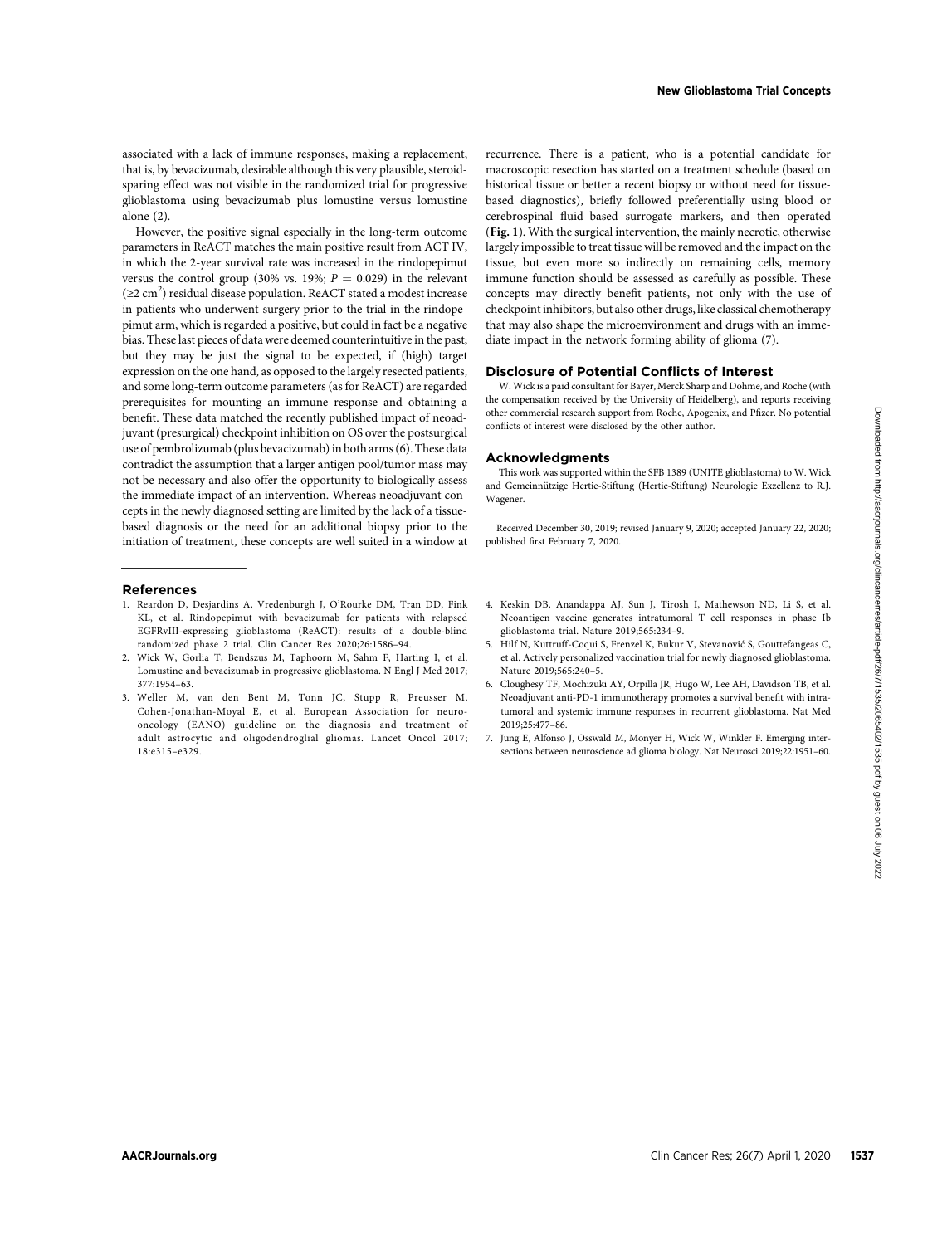associated with a lack of immune responses, making a replacement, that is, by bevacizumab, desirable although this very plausible, steroid-sparing effect was not visible in the randomized trial for progressive glioblastoma using bevacizumab plus lomustine versus lomustine alone (2).

However, the positive signal especially in the long-term outcome parameters in ReACT matches the main positive result from ACT IV, in which the 2-year survival rate was increased in the rindopepimut versus the control group (30% vs. 19%; $P = 0.029$) in the relevant ($\geq 2$ cm$^2$) residual disease population. ReACT stated a modest increase in patients who underwent surgery prior to the trial in the rindopepimut arm, which is regarded a positive, but could in fact be a negative bias. These last pieces of data were deemed counterintuitive in the past; but they may be just the signal to be expected, if (high) target expression on the one hand, as opposed to the largely resected patients, and some long-term outcome parameters (as for ReACT) are regarded prerequisites for mounting an immune response and obtaining a benefit. These data matched the recently published impact of neoadjuvant (presurgical) checkpoint inhibition on OS over the postsurgical use of pembrolizumab (plus bevacizumab) in both arms (6). These data contradict the assumption that a larger antigen pool/tumor mass may not be necessary and also offer the opportunity to biologically assess the immediate impact of an intervention. Whereas neoadjuvant concepts in the newly diagnosed setting are limited by the lack of a tissue-based diagnosis or the need for an additional biopsy prior to the initiation of treatment, these concepts are well suited in a window at recurrence. There is a patient, who is a potential candidate for macroscopic resection has started on a treatment schedule (based on historical tissue or better a recent biopsy or without need for tissue-based diagnostics), briefly followed preferentially using blood or cerebrospinal fluid–based surrogate markers, and then operated (**Fig. 1**). With the surgical intervention, the mainly necrotic, otherwise largely impossible to treat tissue will be removed and the impact on the tissue, but even more so indirectly on remaining cells, memory immune function should be assessed as carefully as possible. These concepts may directly benefit patients, not only with the use of checkpoint inhibitors, but also other drugs, like classical chemotherapy that may also shape the microenvironment and drugs with an immediate impact in the network forming ability of glioma (7).

## Disclosure of Potential Conflicts of Interest

W. Wick is a paid consultant for Bayer, Merck Sharp and Dohme, and Roche (with the compensation received by the University of Heidelberg), and reports receiving other commercial research support from Roche, Apogenix, and Pfizer. No potential conflicts of interest were disclosed by the other author.

## Acknowledgments

This work was supported within the SFB 1389 (UNITE glioblastoma) to W. Wick and Gemeinnützige Hertie-Stiftung (Hertie-Stiftung) Neurologie Exzellenz to R.J. Wagener.

Received December 30, 2019; revised January 9, 2020; accepted January 22, 2020; published first February 7, 2020.

## References

1. Reardon D, Desjardins A, Vredenburgh J, O'Rourke DM, Tran DD, Fink KL, et al. Rindopepimut with bevacizumab for patients with relapsed EGFRvIII-expressing glioblastoma (ReACT): results of a double-blind randomized phase 2 trial. Clin Cancer Res 2020;26:1586–94.
2. Wick W, Gorlia T, Bendszus M, Taphoorn M, Sahm F, Harting I, et al. Lomustine and bevacizumab in progressive glioblastoma. N Engl J Med 2017; 377:1954–63.
3. Weller M, van den Bent M, Tonn JC, Stupp R, Preusser M, Cohen-Jonathan-Moyal E, et al. European Association for neuro-oncology (EANO) guideline on the diagnosis and treatment of adult astrocytic and oligodendroglial gliomas. Lancet Oncol 2017; 18:e315–e329.
4. Keskin DB, Anandappa AJ, Sun J, Tirosh I, Mathewson ND, Li S, et al. Neoantigen vaccine generates intratumoral T cell responses in phase Ib glioblastoma trial. Nature 2019;565:234–9.
5. Hilf N, Kuttruff-Coqui S, Frenzel K, Bukur V, Stevanović S, Gouttefangeas C, et al. Actively personalized vaccination trial for newly diagnosed glioblastoma. Nature 2019;565:240–5.
6. Cloughesy TF, Mochizuki AY, Orpilla JR, Hugo W, Lee AH, Davidson TB, et al. Neoadjuvant anti-PD-1 immunotherapy promotes a survival benefit with intratumoral and systemic immune responses in recurrent glioblastoma. Nat Med 2019;25:477–86.
7. Jung E, Alfonso J, Osswald M, Monyer H, Wick W, Winkler F. Emerging intersections between neuroscience ad glioma biology. Nat Neurosci 2019;22:1951–60.